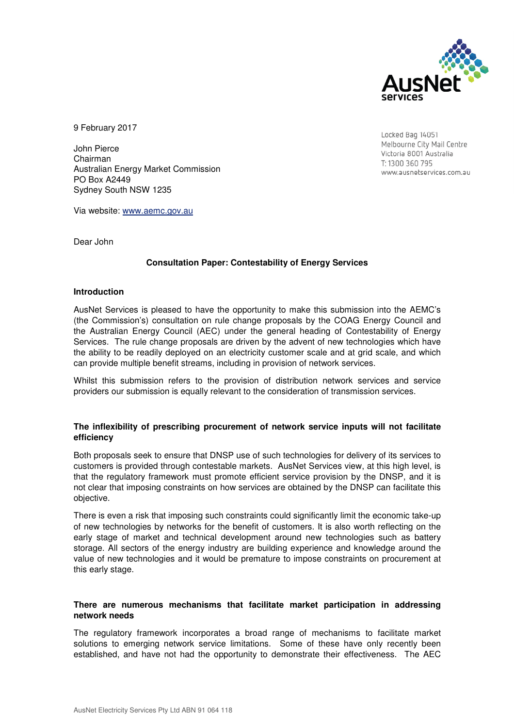AusNet services

9 February 2017

John Pierce
Chairman
Australian Energy Market Commission
PO Box A2449
Sydney South NSW 1235

Locked Bag 14051
Melbourne City Mail Centre
Victoria 8001 Australia
T: 1300 360 795
www.ausnetservices.com.au

Via website: www.aemc.gov.au

Dear John

**Consultation Paper: Contestability of Energy Services**

**Introduction**

AusNet Services is pleased to have the opportunity to make this submission into the AEMC's (the Commission's) consultation on rule change proposals by the COAG Energy Council and the Australian Energy Council (AEC) under the general heading of Contestability of Energy Services. The rule change proposals are driven by the advent of new technologies which have the ability to be readily deployed on an electricity customer scale and at grid scale, and which can provide multiple benefit streams, including in provision of network services.

Whilst this submission refers to the provision of distribution network services and service providers our submission is equally relevant to the consideration of transmission services.

**The inflexibility of prescribing procurement of network service inputs will not facilitate efficiency**

Both proposals seek to ensure that DNSP use of such technologies for delivery of its services to customers is provided through contestable markets. AusNet Services view, at this high level, is that the regulatory framework must promote efficient service provision by the DNSP, and it is not clear that imposing constraints on how services are obtained by the DNSP can facilitate this objective.

There is even a risk that imposing such constraints could significantly limit the economic take-up of new technologies by networks for the benefit of customers. It is also worth reflecting on the early stage of market and technical development around new technologies such as battery storage. All sectors of the energy industry are building experience and knowledge around the value of new technologies and it would be premature to impose constraints on procurement at this early stage.

**There are numerous mechanisms that facilitate market participation in addressing network needs**

The regulatory framework incorporates a broad range of mechanisms to facilitate market solutions to emerging network service limitations. Some of these have only recently been established, and have not had the opportunity to demonstrate their effectiveness. The AEC

AusNet Electricity Services Pty Ltd ABN 91 064 118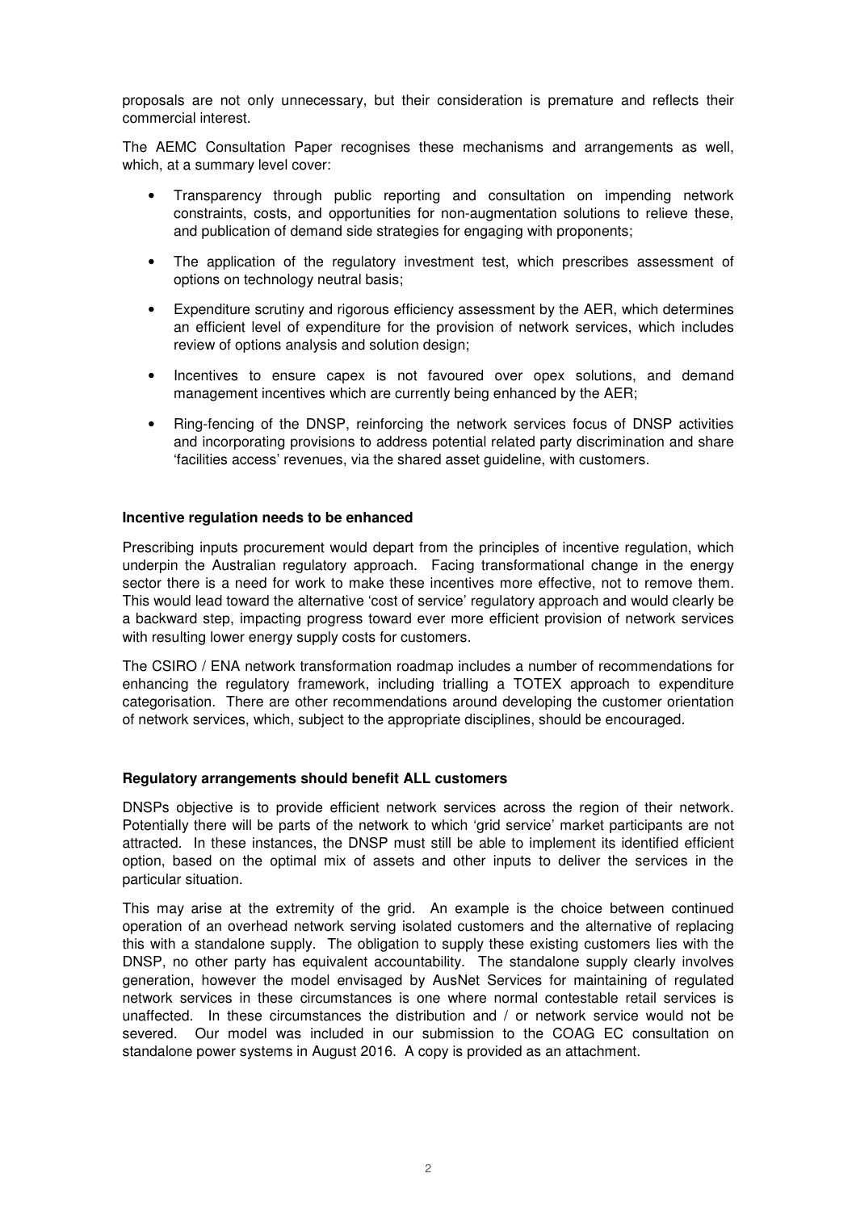proposals are not only unnecessary, but their consideration is premature and reflects their commercial interest.

The AEMC Consultation Paper recognises these mechanisms and arrangements as well, which, at a summary level cover:

- Transparency through public reporting and consultation on impending network constraints, costs, and opportunities for non-augmentation solutions to relieve these, and publication of demand side strategies for engaging with proponents;
- The application of the regulatory investment test, which prescribes assessment of options on technology neutral basis;
- Expenditure scrutiny and rigorous efficiency assessment by the AER, which determines an efficient level of expenditure for the provision of network services, which includes review of options analysis and solution design;
- Incentives to ensure capex is not favoured over opex solutions, and demand management incentives which are currently being enhanced by the AER;
- Ring-fencing of the DNSP, reinforcing the network services focus of DNSP activities and incorporating provisions to address potential related party discrimination and share 'facilities access' revenues, via the shared asset guideline, with customers.

**Incentive regulation needs to be enhanced**

Prescribing inputs procurement would depart from the principles of incentive regulation, which underpin the Australian regulatory approach. Facing transformational change in the energy sector there is a need for work to make these incentives more effective, not to remove them. This would lead toward the alternative 'cost of service' regulatory approach and would clearly be a backward step, impacting progress toward ever more efficient provision of network services with resulting lower energy supply costs for customers.

The CSIRO / ENA network transformation roadmap includes a number of recommendations for enhancing the regulatory framework, including trialling a TOTEX approach to expenditure categorisation. There are other recommendations around developing the customer orientation of network services, which, subject to the appropriate disciplines, should be encouraged.

**Regulatory arrangements should benefit ALL customers**

DNSPs objective is to provide efficient network services across the region of their network. Potentially there will be parts of the network to which 'grid service' market participants are not attracted. In these instances, the DNSP must still be able to implement its identified efficient option, based on the optimal mix of assets and other inputs to deliver the services in the particular situation.

This may arise at the extremity of the grid. An example is the choice between continued operation of an overhead network serving isolated customers and the alternative of replacing this with a standalone supply. The obligation to supply these existing customers lies with the DNSP, no other party has equivalent accountability. The standalone supply clearly involves generation, however the model envisaged by AusNet Services for maintaining of regulated network services in these circumstances is one where normal contestable retail services is unaffected. In these circumstances the distribution and / or network service would not be severed. Our model was included in our submission to the COAG EC consultation on standalone power systems in August 2016. A copy is provided as an attachment.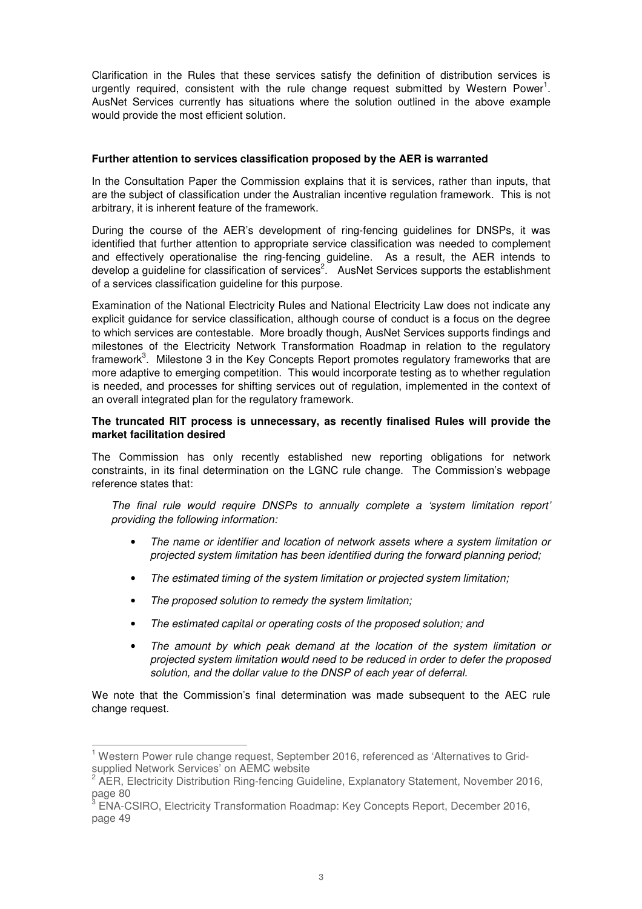Clarification in the Rules that these services satisfy the definition of distribution services is urgently required, consistent with the rule change request submitted by Western Power[1]. AusNet Services currently has situations where the solution outlined in the above example would provide the most efficient solution.

**Further attention to services classification proposed by the AER is warranted**

In the Consultation Paper the Commission explains that it is services, rather than inputs, that are the subject of classification under the Australian incentive regulation framework. This is not arbitrary, it is inherent feature of the framework.

During the course of the AER's development of ring-fencing guidelines for DNSPs, it was identified that further attention to appropriate service classification was needed to complement and effectively operationalise the ring-fencing guideline. As a result, the AER intends to develop a guideline for classification of services[2]. AusNet Services supports the establishment of a services classification guideline for this purpose.

Examination of the National Electricity Rules and National Electricity Law does not indicate any explicit guidance for service classification, although course of conduct is a focus on the degree to which services are contestable. More broadly though, AusNet Services supports findings and milestones of the Electricity Network Transformation Roadmap in relation to the regulatory framework[3]. Milestone 3 in the Key Concepts Report promotes regulatory frameworks that are more adaptive to emerging competition. This would incorporate testing as to whether regulation is needed, and processes for shifting services out of regulation, implemented in the context of an overall integrated plan for the regulatory framework.

**The truncated RIT process is unnecessary, as recently finalised Rules will provide the market facilitation desired**

The Commission has only recently established new reporting obligations for network constraints, in its final determination on the LGNC rule change. The Commission's webpage reference states that:

> *The final rule would require DNSPs to annually complete a 'system limitation report' providing the following information:*
>
> - *The name or identifier and location of network assets where a system limitation or projected system limitation has been identified during the forward planning period;*
> - *The estimated timing of the system limitation or projected system limitation;*
> - *The proposed solution to remedy the system limitation;*
> - *The estimated capital or operating costs of the proposed solution; and*
> - *The amount by which peak demand at the location of the system limitation or projected system limitation would need to be reduced in order to defer the proposed solution, and the dollar value to the DNSP of each year of deferral.*

We note that the Commission's final determination was made subsequent to the AEC rule change request.

---

[1] Western Power rule change request, September 2016, referenced as 'Alternatives to Grid-supplied Network Services' on AEMC website

[2] AER, Electricity Distribution Ring-fencing Guideline, Explanatory Statement, November 2016, page 80

[3] ENA-CSIRO, Electricity Transformation Roadmap: Key Concepts Report, December 2016, page 49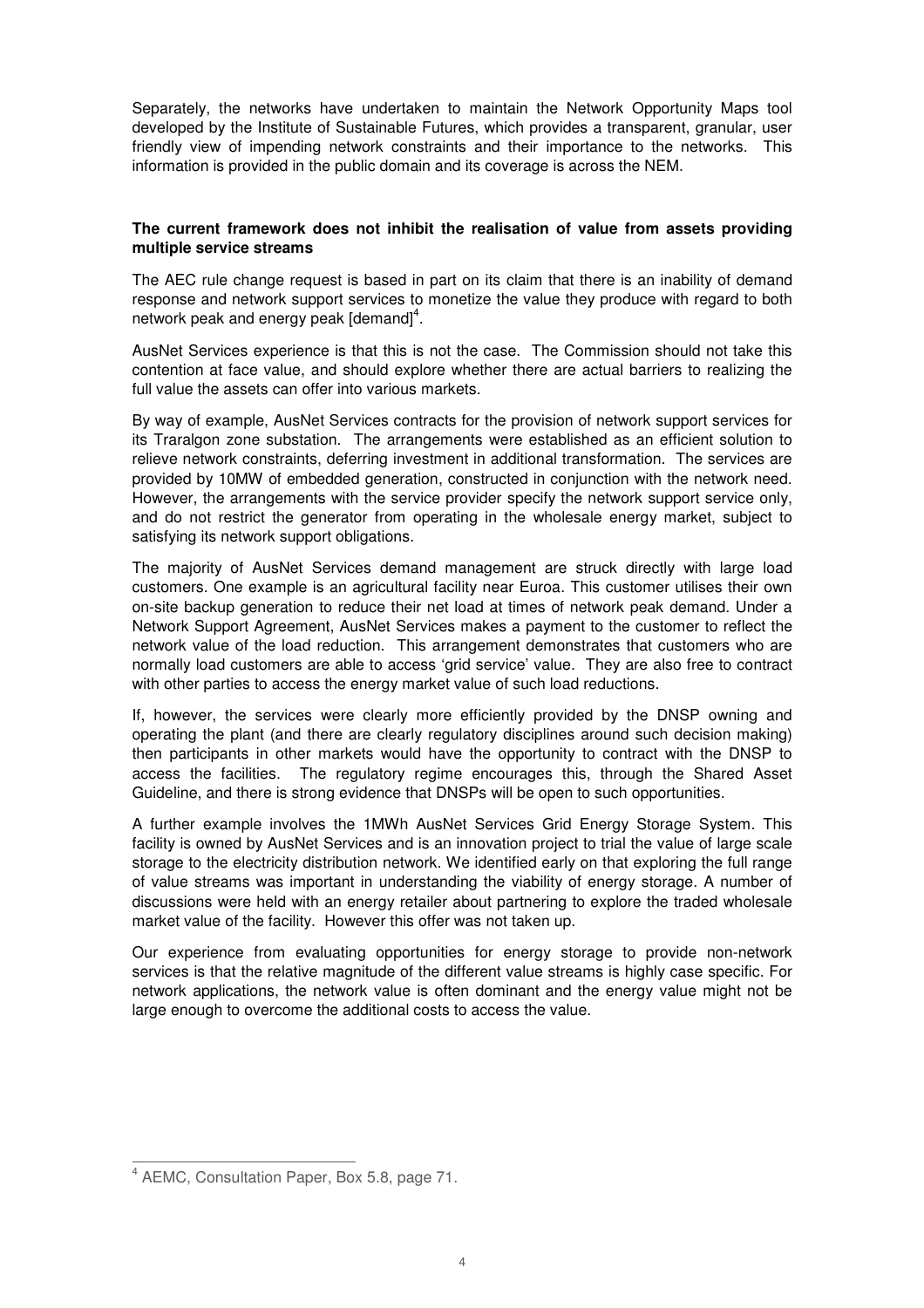Separately, the networks have undertaken to maintain the Network Opportunity Maps tool developed by the Institute of Sustainable Futures, which provides a transparent, granular, user friendly view of impending network constraints and their importance to the networks. This information is provided in the public domain and its coverage is across the NEM.

**The current framework does not inhibit the realisation of value from assets providing multiple service streams**

The AEC rule change request is based in part on its claim that there is an inability of demand response and network support services to monetize the value they produce with regard to both network peak and energy peak [demand][4].

AusNet Services experience is that this is not the case. The Commission should not take this contention at face value, and should explore whether there are actual barriers to realizing the full value the assets can offer into various markets.

By way of example, AusNet Services contracts for the provision of network support services for its Traralgon zone substation. The arrangements were established as an efficient solution to relieve network constraints, deferring investment in additional transformation. The services are provided by 10MW of embedded generation, constructed in conjunction with the network need. However, the arrangements with the service provider specify the network support service only, and do not restrict the generator from operating in the wholesale energy market, subject to satisfying its network support obligations.

The majority of AusNet Services demand management are struck directly with large load customers. One example is an agricultural facility near Euroa. This customer utilises their own on-site backup generation to reduce their net load at times of network peak demand. Under a Network Support Agreement, AusNet Services makes a payment to the customer to reflect the network value of the load reduction. This arrangement demonstrates that customers who are normally load customers are able to access 'grid service' value. They are also free to contract with other parties to access the energy market value of such load reductions.

If, however, the services were clearly more efficiently provided by the DNSP owning and operating the plant (and there are clearly regulatory disciplines around such decision making) then participants in other markets would have the opportunity to contract with the DNSP to access the facilities. The regulatory regime encourages this, through the Shared Asset Guideline, and there is strong evidence that DNSPs will be open to such opportunities.

A further example involves the 1MWh AusNet Services Grid Energy Storage System. This facility is owned by AusNet Services and is an innovation project to trial the value of large scale storage to the electricity distribution network. We identified early on that exploring the full range of value streams was important in understanding the viability of energy storage. A number of discussions were held with an energy retailer about partnering to explore the traded wholesale market value of the facility. However this offer was not taken up.

Our experience from evaluating opportunities for energy storage to provide non-network services is that the relative magnitude of the different value streams is highly case specific. For network applications, the network value is often dominant and the energy value might not be large enough to overcome the additional costs to access the value.

---

[4] AEMC, Consultation Paper, Box 5.8, page 71.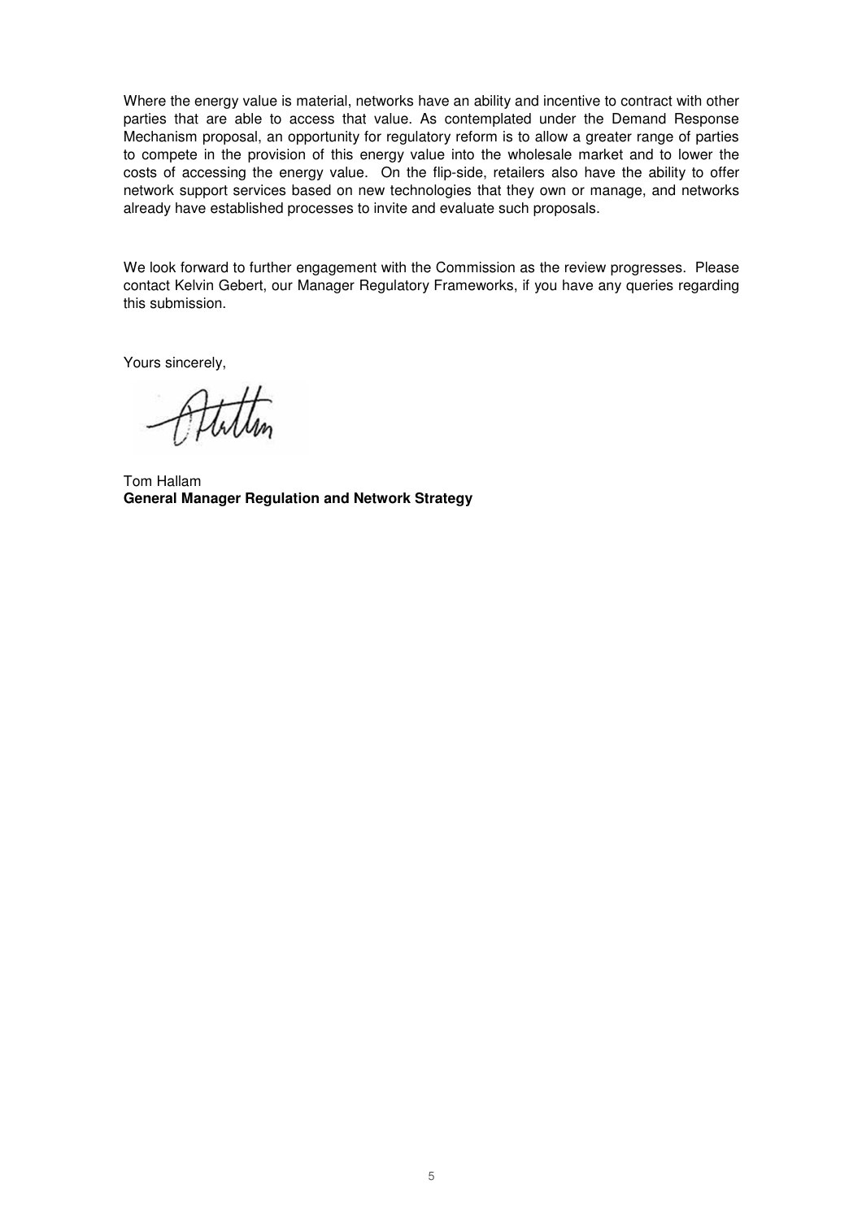Where the energy value is material, networks have an ability and incentive to contract with other parties that are able to access that value. As contemplated under the Demand Response Mechanism proposal, an opportunity for regulatory reform is to allow a greater range of parties to compete in the provision of this energy value into the wholesale market and to lower the costs of accessing the energy value. On the flip-side, retailers also have the ability to offer network support services based on new technologies that they own or manage, and networks already have established processes to invite and evaluate such proposals.

We look forward to further engagement with the Commission as the review progresses. Please contact Kelvin Gebert, our Manager Regulatory Frameworks, if you have any queries regarding this submission.

Yours sincerely,

Tom Hallam
**General Manager Regulation and Network Strategy**